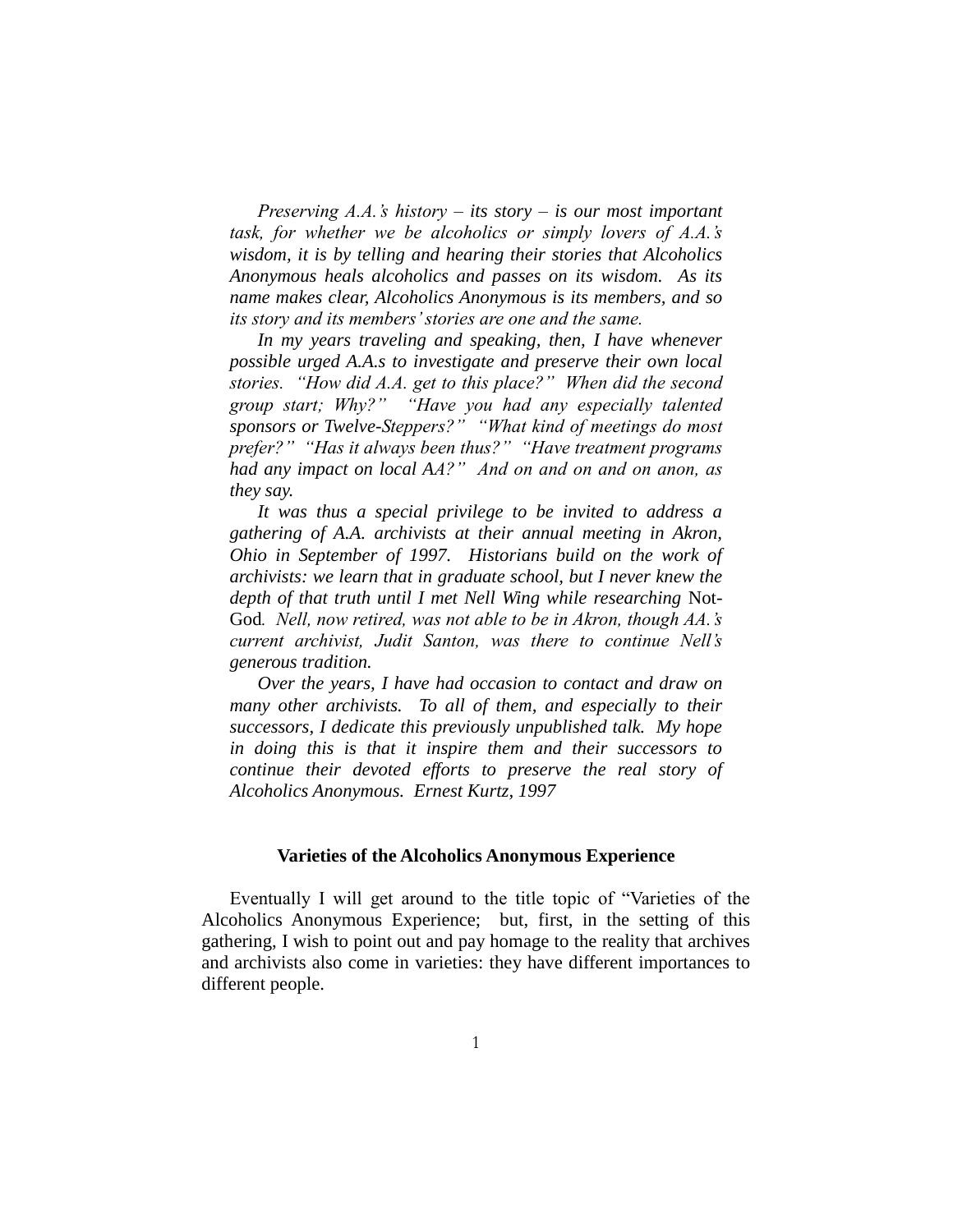*Preserving A.A.'s history – its story – is our most important task, for whether we be alcoholics or simply lovers of A.A.'s wisdom, it is by telling and hearing their stories that Alcoholics Anonymous heals alcoholics and passes on its wisdom. As its name makes clear, Alcoholics Anonymous is its members, and so its story and its members' stories are one and the same.*

*In my years traveling and speaking, then, I have whenever possible urged A.A.s to investigate and preserve their own local stories. "How did A.A. get to this place?" When did the second group start; Why?" "Have you had any especially talented sponsors or Twelve-Steppers?" "What kind of meetings do most prefer?" "Has it always been thus?" "Have treatment programs had any impact on local AA?" And on and on and on anon, as they say.*

*It was thus a special privilege to be invited to address a gathering of A.A. archivists at their annual meeting in Akron, Ohio in September of 1997. Historians build on the work of archivists: we learn that in graduate school, but I never knew the depth of that truth until I met Nell Wing while researching* Not-God*. Nell, now retired, was not able to be in Akron, though AA.'s current archivist, Judit Santon, was there to continue Nell's generous tradition.*

*Over the years, I have had occasion to contact and draw on many other archivists. To all of them, and especially to their successors, I dedicate this previously unpublished talk. My hope in doing this is that it inspire them and their successors to continue their devoted efforts to preserve the real story of Alcoholics Anonymous. Ernest Kurtz, 1997*

## Varieties of the Alcoholics Anonymous Experience

Eventually I will get around to the title topic of "Varieties of the Alcoholics Anonymous Experience; but, first, in the setting of this gathering, I wish to point out and pay homage to the reality that archives and archivists also come in varieties: they have different importances to different people.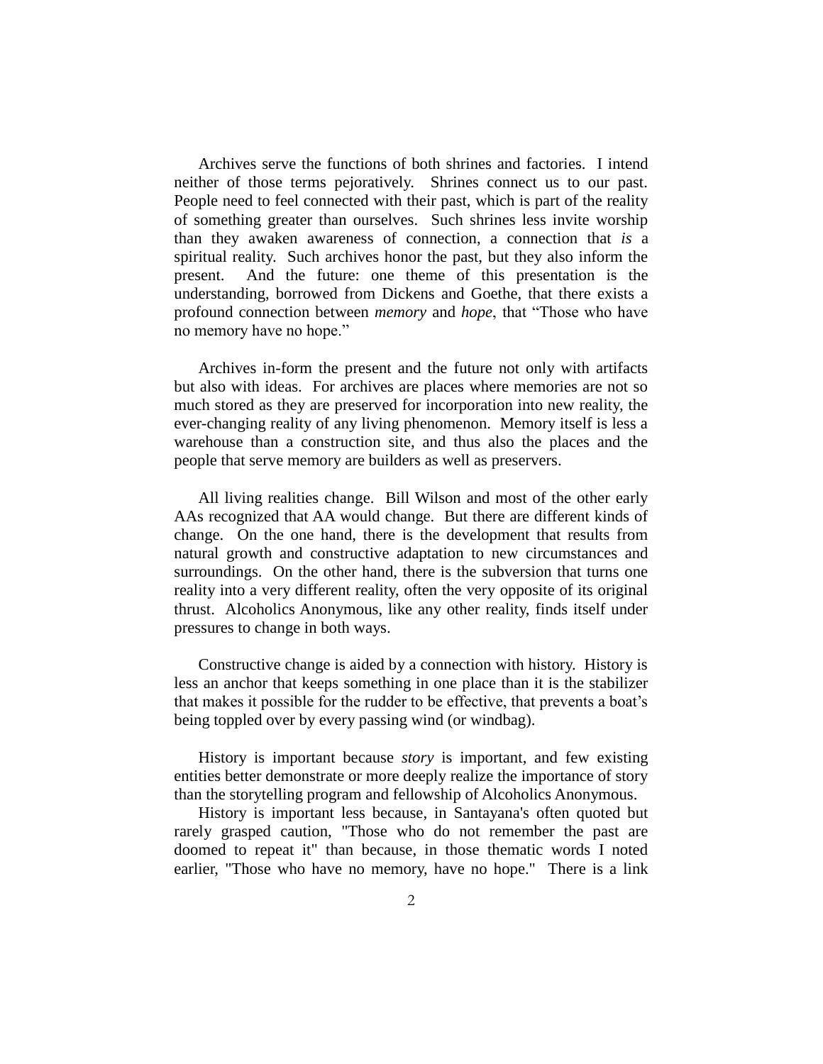Archives serve the functions of both shrines and factories. I intend neither of those terms pejoratively. Shrines connect us to our past. People need to feel connected with their past, which is part of the reality of something greater than ourselves. Such shrines less invite worship than they awaken awareness of connection, a connection that *is* a spiritual reality. Such archives honor the past, but they also inform the present. And the future: one theme of this presentation is the understanding, borrowed from Dickens and Goethe, that there exists a profound connection between *memory* and *hope*, that "Those who have no memory have no hope."

Archives in-form the present and the future not only with artifacts but also with ideas. For archives are places where memories are not so much stored as they are preserved for incorporation into new reality, the ever-changing reality of any living phenomenon. Memory itself is less a warehouse than a construction site, and thus also the places and the people that serve memory are builders as well as preservers.

All living realities change. Bill Wilson and most of the other early AAs recognized that AA would change. But there are different kinds of change. On the one hand, there is the development that results from natural growth and constructive adaptation to new circumstances and surroundings. On the other hand, there is the subversion that turns one reality into a very different reality, often the very opposite of its original thrust. Alcoholics Anonymous, like any other reality, finds itself under pressures to change in both ways.

Constructive change is aided by a connection with history. History is less an anchor that keeps something in one place than it is the stabilizer that makes it possible for the rudder to be effective, that prevents a boat's being toppled over by every passing wind (or windbag).

History is important because *story* is important, and few existing entities better demonstrate or more deeply realize the importance of story than the storytelling program and fellowship of Alcoholics Anonymous.

History is important less because, in Santayana's often quoted but rarely grasped caution, "Those who do not remember the past are doomed to repeat it" than because, in those thematic words I noted earlier, "Those who have no memory, have no hope." There is a link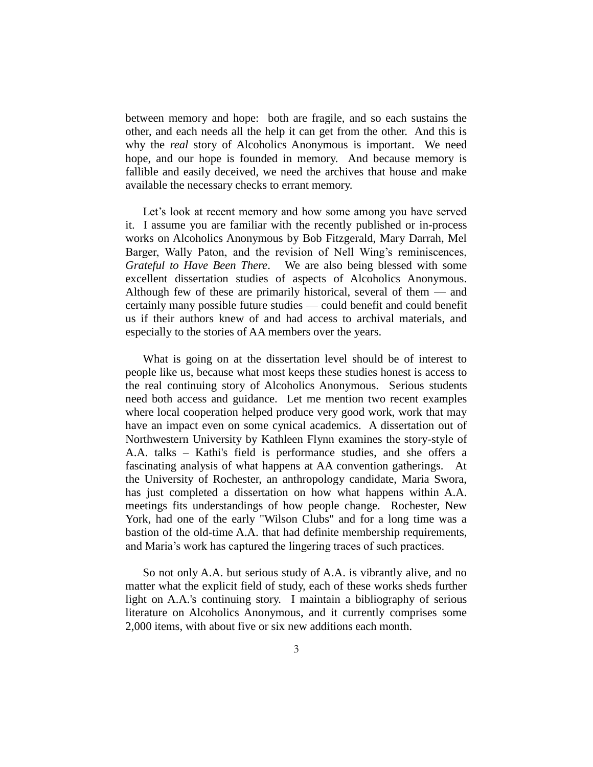between memory and hope: both are fragile, and so each sustains the other, and each needs all the help it can get from the other. And this is why the *real* story of Alcoholics Anonymous is important. We need hope, and our hope is founded in memory. And because memory is fallible and easily deceived, we need the archives that house and make available the necessary checks to errant memory.

Let's look at recent memory and how some among you have served it. I assume you are familiar with the recently published or in-process works on Alcoholics Anonymous by Bob Fitzgerald, Mary Darrah, Mel Barger, Wally Paton, and the revision of Nell Wing's reminiscences, *Grateful to Have Been There*. We are also being blessed with some excellent dissertation studies of aspects of Alcoholics Anonymous. Although few of these are primarily historical, several of them — and certainly many possible future studies — could benefit and could benefit us if their authors knew of and had access to archival materials, and especially to the stories of AA members over the years.

What is going on at the dissertation level should be of interest to people like us, because what most keeps these studies honest is access to the real continuing story of Alcoholics Anonymous. Serious students need both access and guidance. Let me mention two recent examples where local cooperation helped produce very good work, work that may have an impact even on some cynical academics. A dissertation out of Northwestern University by Kathleen Flynn examines the story-style of A.A. talks – Kathi's field is performance studies, and she offers a fascinating analysis of what happens at AA convention gatherings. At the University of Rochester, an anthropology candidate, Maria Swora, has just completed a dissertation on how what happens within A.A. meetings fits understandings of how people change. Rochester, New York, had one of the early "Wilson Clubs" and for a long time was a bastion of the old-time A.A. that had definite membership requirements, and Maria's work has captured the lingering traces of such practices.

So not only A.A. but serious study of A.A. is vibrantly alive, and no matter what the explicit field of study, each of these works sheds further light on A.A.'s continuing story. I maintain a bibliography of serious literature on Alcoholics Anonymous, and it currently comprises some 2,000 items, with about five or six new additions each month.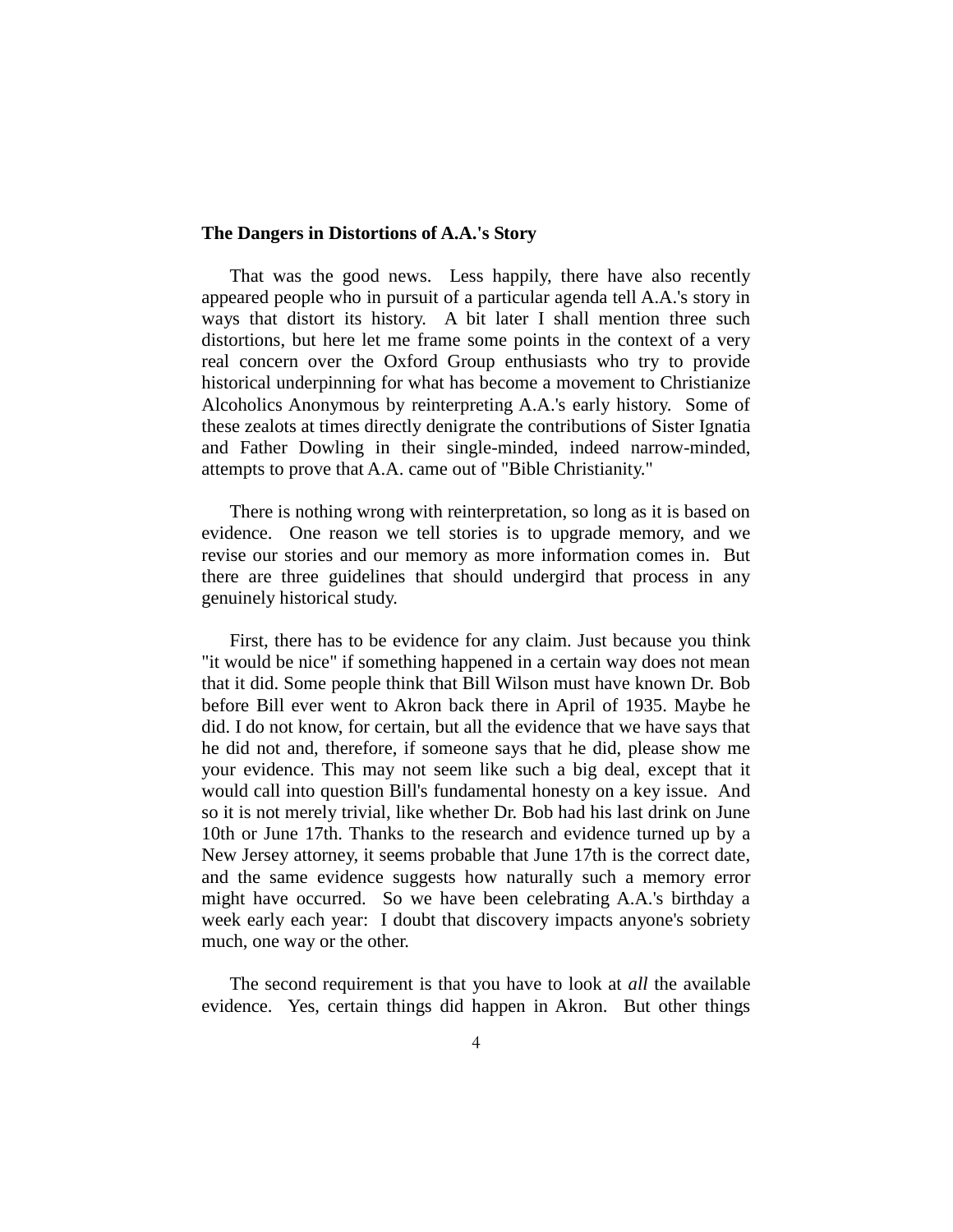**The Dangers in Distortions of A.A.'s Story**

That was the good news. Less happily, there have also recently appeared people who in pursuit of a particular agenda tell A.A.'s story in ways that distort its history. A bit later I shall mention three such distortions, but here let me frame some points in the context of a very real concern over the Oxford Group enthusiasts who try to provide historical underpinning for what has become a movement to Christianize Alcoholics Anonymous by reinterpreting A.A.'s early history. Some of these zealots at times directly denigrate the contributions of Sister Ignatia and Father Dowling in their single-minded, indeed narrow-minded, attempts to prove that A.A. came out of "Bible Christianity."

There is nothing wrong with reinterpretation, so long as it is based on evidence. One reason we tell stories is to upgrade memory, and we revise our stories and our memory as more information comes in. But there are three guidelines that should undergird that process in any genuinely historical study.

First, there has to be evidence for any claim. Just because you think "it would be nice" if something happened in a certain way does not mean that it did. Some people think that Bill Wilson must have known Dr. Bob before Bill ever went to Akron back there in April of 1935. Maybe he did. I do not know, for certain, but all the evidence that we have says that he did not and, therefore, if someone says that he did, please show me your evidence. This may not seem like such a big deal, except that it would call into question Bill's fundamental honesty on a key issue. And so it is not merely trivial, like whether Dr. Bob had his last drink on June 10th or June 17th. Thanks to the research and evidence turned up by a New Jersey attorney, it seems probable that June 17th is the correct date, and the same evidence suggests how naturally such a memory error might have occurred. So we have been celebrating A.A.'s birthday a week early each year: I doubt that discovery impacts anyone's sobriety much, one way or the other.

The second requirement is that you have to look at *all* the available evidence. Yes, certain things did happen in Akron. But other things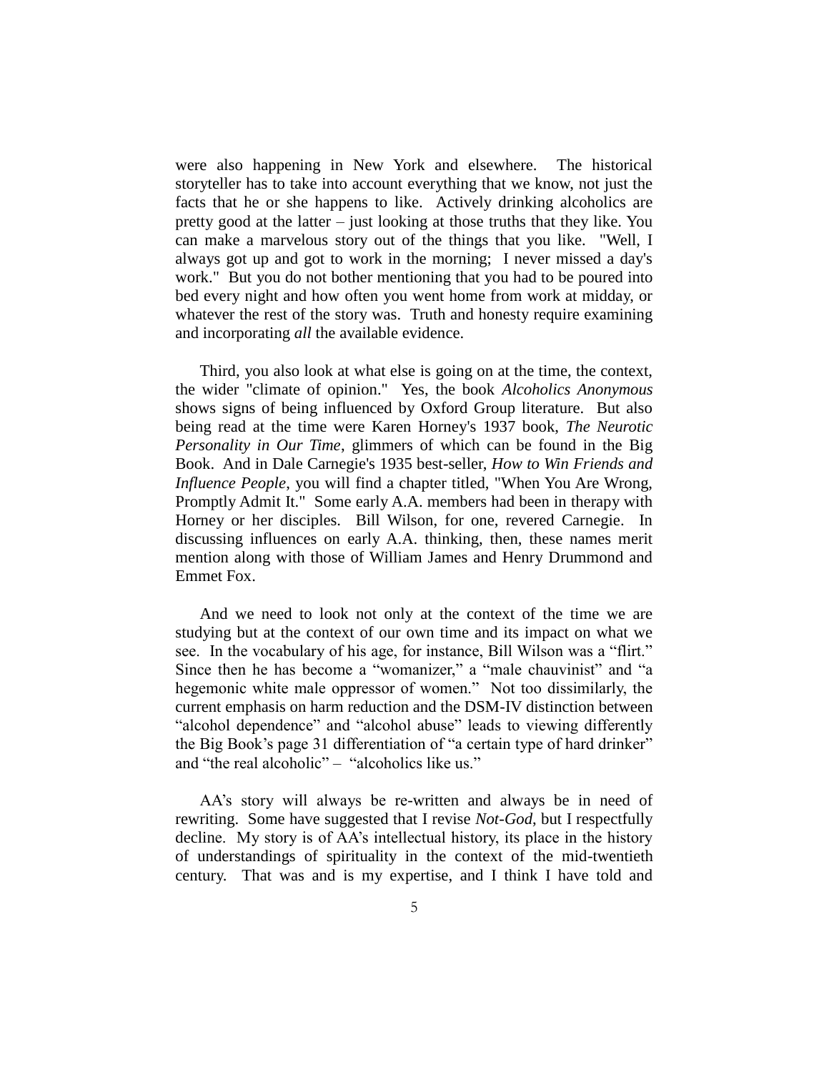were also happening in New York and elsewhere. The historical storyteller has to take into account everything that we know, not just the facts that he or she happens to like. Actively drinking alcoholics are pretty good at the latter – just looking at those truths that they like. You can make a marvelous story out of the things that you like. "Well, I always got up and got to work in the morning; I never missed a day's work." But you do not bother mentioning that you had to be poured into bed every night and how often you went home from work at midday, or whatever the rest of the story was. Truth and honesty require examining and incorporating *all* the available evidence.

Third, you also look at what else is going on at the time, the context, the wider "climate of opinion." Yes, the book *Alcoholics Anonymous* shows signs of being influenced by Oxford Group literature. But also being read at the time were Karen Horney's 1937 book, *The Neurotic Personality in Our Time*, glimmers of which can be found in the Big Book. And in Dale Carnegie's 1935 best-seller, *How to Win Friends and Influence People*, you will find a chapter titled, "When You Are Wrong, Promptly Admit It." Some early A.A. members had been in therapy with Horney or her disciples. Bill Wilson, for one, revered Carnegie. In discussing influences on early A.A. thinking, then, these names merit mention along with those of William James and Henry Drummond and Emmet Fox.

And we need to look not only at the context of the time we are studying but at the context of our own time and its impact on what we see. In the vocabulary of his age, for instance, Bill Wilson was a "flirt." Since then he has become a "womanizer," a "male chauvinist" and "a hegemonic white male oppressor of women." Not too dissimilarly, the current emphasis on harm reduction and the DSM-IV distinction between "alcohol dependence" and "alcohol abuse" leads to viewing differently the Big Book's page 31 differentiation of "a certain type of hard drinker" and "the real alcoholic" – "alcoholics like us."

AA's story will always be re-written and always be in need of rewriting. Some have suggested that I revise *Not-God*, but I respectfully decline. My story is of AA's intellectual history, its place in the history of understandings of spirituality in the context of the mid-twentieth century. That was and is my expertise, and I think I have told and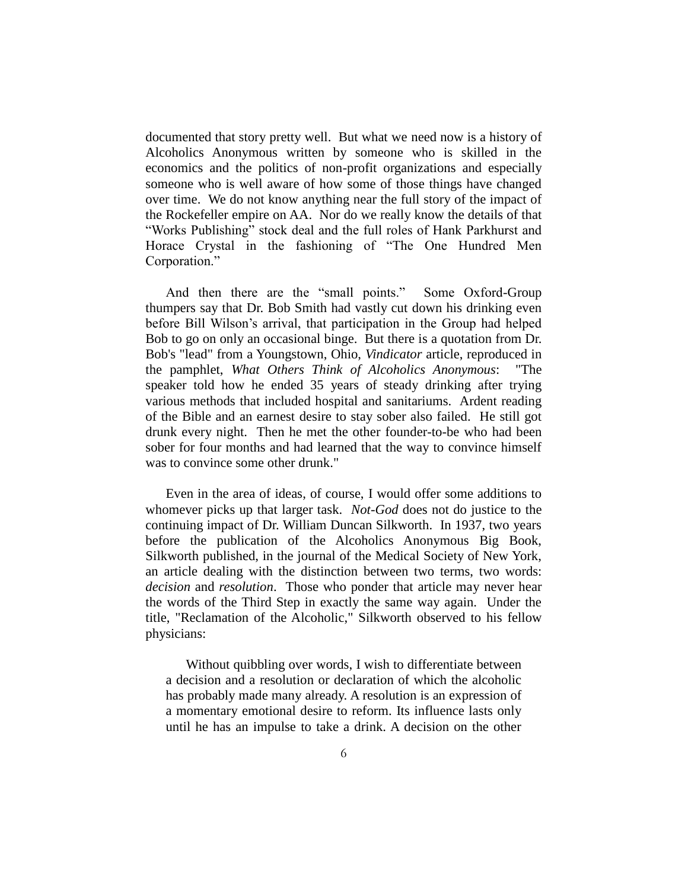documented that story pretty well. But what we need now is a history of Alcoholics Anonymous written by someone who is skilled in the economics and the politics of non-profit organizations and especially someone who is well aware of how some of those things have changed over time. We do not know anything near the full story of the impact of the Rockefeller empire on AA. Nor do we really know the details of that "Works Publishing" stock deal and the full roles of Hank Parkhurst and Horace Crystal in the fashioning of "The One Hundred Men Corporation."

And then there are the "small points." Some Oxford-Group thumpers say that Dr. Bob Smith had vastly cut down his drinking even before Bill Wilson's arrival, that participation in the Group had helped Bob to go on only an occasional binge. But there is a quotation from Dr. Bob's "lead" from a Youngstown, Ohio, *Vindicator* article, reproduced in the pamphlet, *What Others Think of Alcoholics Anonymous*: "The speaker told how he ended 35 years of steady drinking after trying various methods that included hospital and sanitariums. Ardent reading of the Bible and an earnest desire to stay sober also failed. He still got drunk every night. Then he met the other founder-to-be who had been sober for four months and had learned that the way to convince himself was to convince some other drunk."

Even in the area of ideas, of course, I would offer some additions to whomever picks up that larger task. *Not-God* does not do justice to the continuing impact of Dr. William Duncan Silkworth. In 1937, two years before the publication of the Alcoholics Anonymous Big Book, Silkworth published, in the journal of the Medical Society of New York, an article dealing with the distinction between two terms, two words: *decision* and *resolution*. Those who ponder that article may never hear the words of the Third Step in exactly the same way again. Under the title, "Reclamation of the Alcoholic," Silkworth observed to his fellow physicians:

> Without quibbling over words, I wish to differentiate between a decision and a resolution or declaration of which the alcoholic has probably made many already. A resolution is an expression of a momentary emotional desire to reform. Its influence lasts only until he has an impulse to take a drink. A decision on the other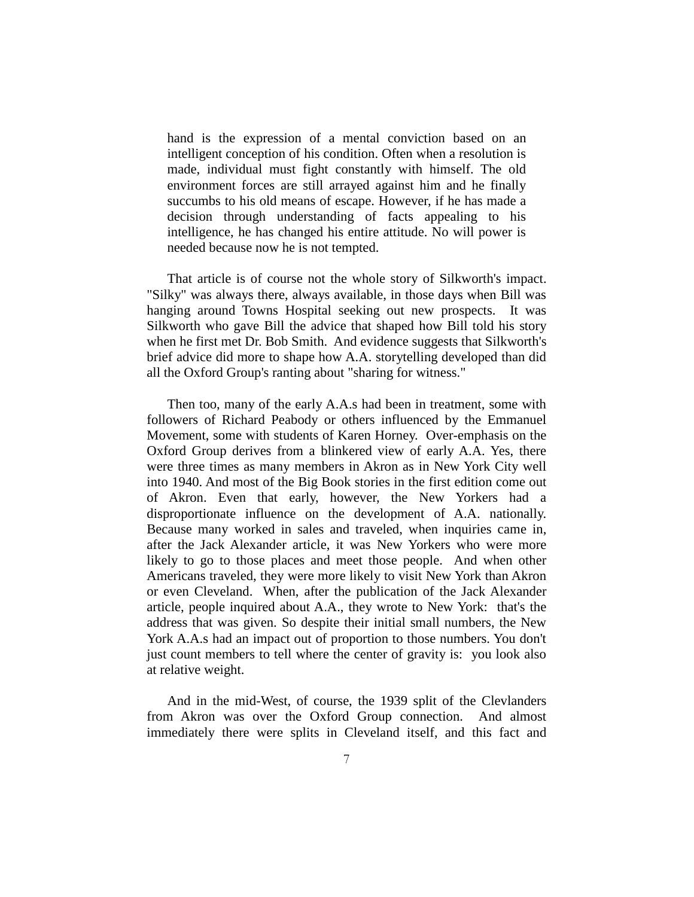> hand is the expression of a mental conviction based on an intelligent conception of his condition. Often when a resolution is made, individual must fight constantly with himself. The old environment forces are still arrayed against him and he finally succumbs to his old means of escape. However, if he has made a decision through understanding of facts appealing to his intelligence, he has changed his entire attitude. No will power is needed because now he is not tempted.

That article is of course not the whole story of Silkworth's impact. "Silky" was always there, always available, in those days when Bill was hanging around Towns Hospital seeking out new prospects. It was Silkworth who gave Bill the advice that shaped how Bill told his story when he first met Dr. Bob Smith. And evidence suggests that Silkworth's brief advice did more to shape how A.A. storytelling developed than did all the Oxford Group's ranting about "sharing for witness."

Then too, many of the early A.A.s had been in treatment, some with followers of Richard Peabody or others influenced by the Emmanuel Movement, some with students of Karen Horney. Over-emphasis on the Oxford Group derives from a blinkered view of early A.A. Yes, there were three times as many members in Akron as in New York City well into 1940. And most of the Big Book stories in the first edition come out of Akron. Even that early, however, the New Yorkers had a disproportionate influence on the development of A.A. nationally. Because many worked in sales and traveled, when inquiries came in, after the Jack Alexander article, it was New Yorkers who were more likely to go to those places and meet those people. And when other Americans traveled, they were more likely to visit New York than Akron or even Cleveland. When, after the publication of the Jack Alexander article, people inquired about A.A., they wrote to New York: that's the address that was given. So despite their initial small numbers, the New York A.A.s had an impact out of proportion to those numbers. You don't just count members to tell where the center of gravity is: you look also at relative weight.

And in the mid-West, of course, the 1939 split of the Clevlanders from Akron was over the Oxford Group connection. And almost immediately there were splits in Cleveland itself, and this fact and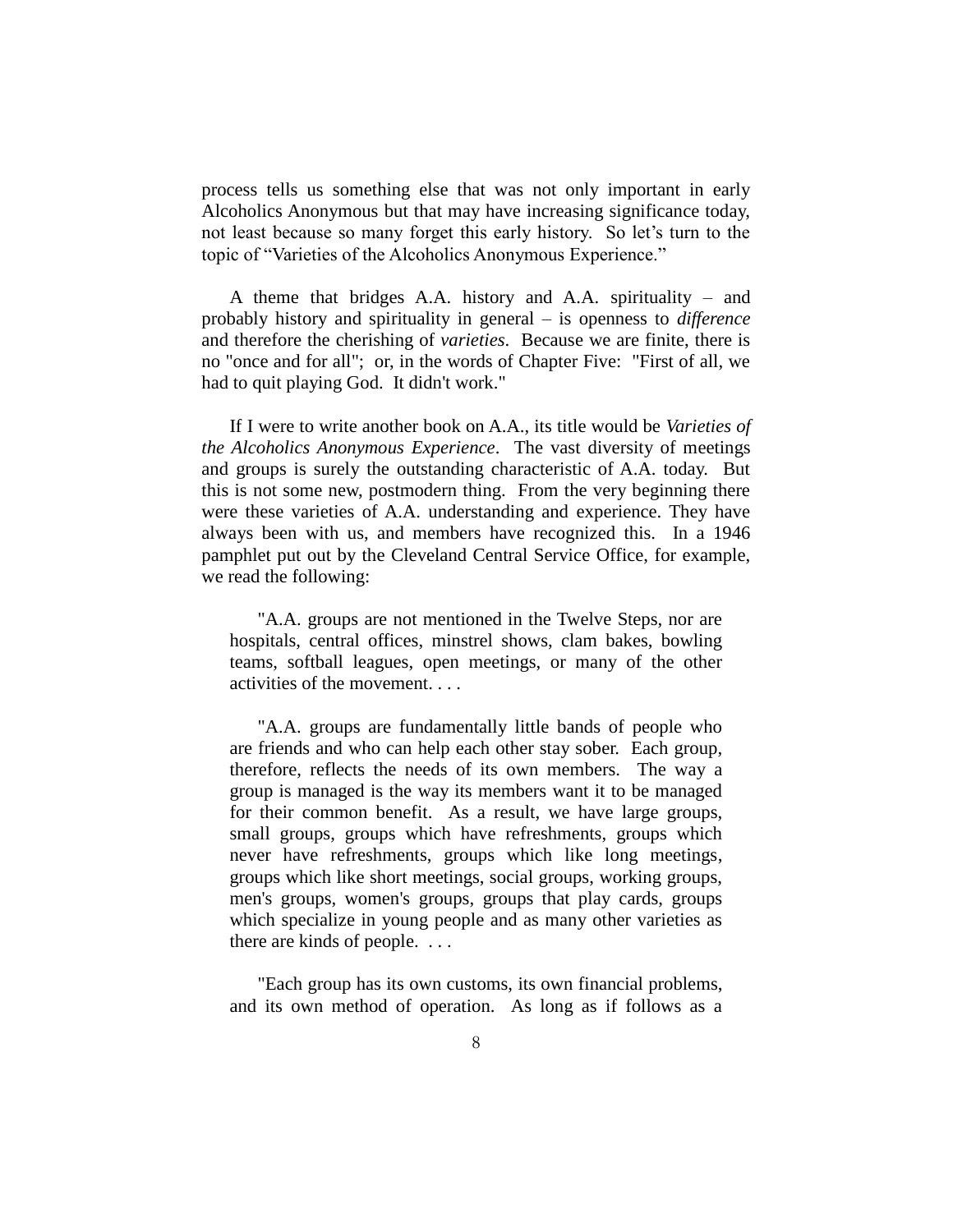process tells us something else that was not only important in early Alcoholics Anonymous but that may have increasing significance today, not least because so many forget this early history. So let's turn to the topic of "Varieties of the Alcoholics Anonymous Experience."

A theme that bridges A.A. history and A.A. spirituality – and probably history and spirituality in general – is openness to *difference* and therefore the cherishing of *varieties*. Because we are finite, there is no "once and for all"; or, in the words of Chapter Five: "First of all, we had to quit playing God. It didn't work."

If I were to write another book on A.A., its title would be *Varieties of the Alcoholics Anonymous Experience*. The vast diversity of meetings and groups is surely the outstanding characteristic of A.A. today. But this is not some new, postmodern thing. From the very beginning there were these varieties of A.A. understanding and experience. They have always been with us, and members have recognized this. In a 1946 pamphlet put out by the Cleveland Central Service Office, for example, we read the following:

> "A.A. groups are not mentioned in the Twelve Steps, nor are hospitals, central offices, minstrel shows, clam bakes, bowling teams, softball leagues, open meetings, or many of the other activities of the movement. . . .
>
> "A.A. groups are fundamentally little bands of people who are friends and who can help each other stay sober. Each group, therefore, reflects the needs of its own members. The way a group is managed is the way its members want it to be managed for their common benefit. As a result, we have large groups, small groups, groups which have refreshments, groups which never have refreshments, groups which like long meetings, groups which like short meetings, social groups, working groups, men's groups, women's groups, groups that play cards, groups which specialize in young people and as many other varieties as there are kinds of people. . . .
>
> "Each group has its own customs, its own financial problems, and its own method of operation. As long as if follows as a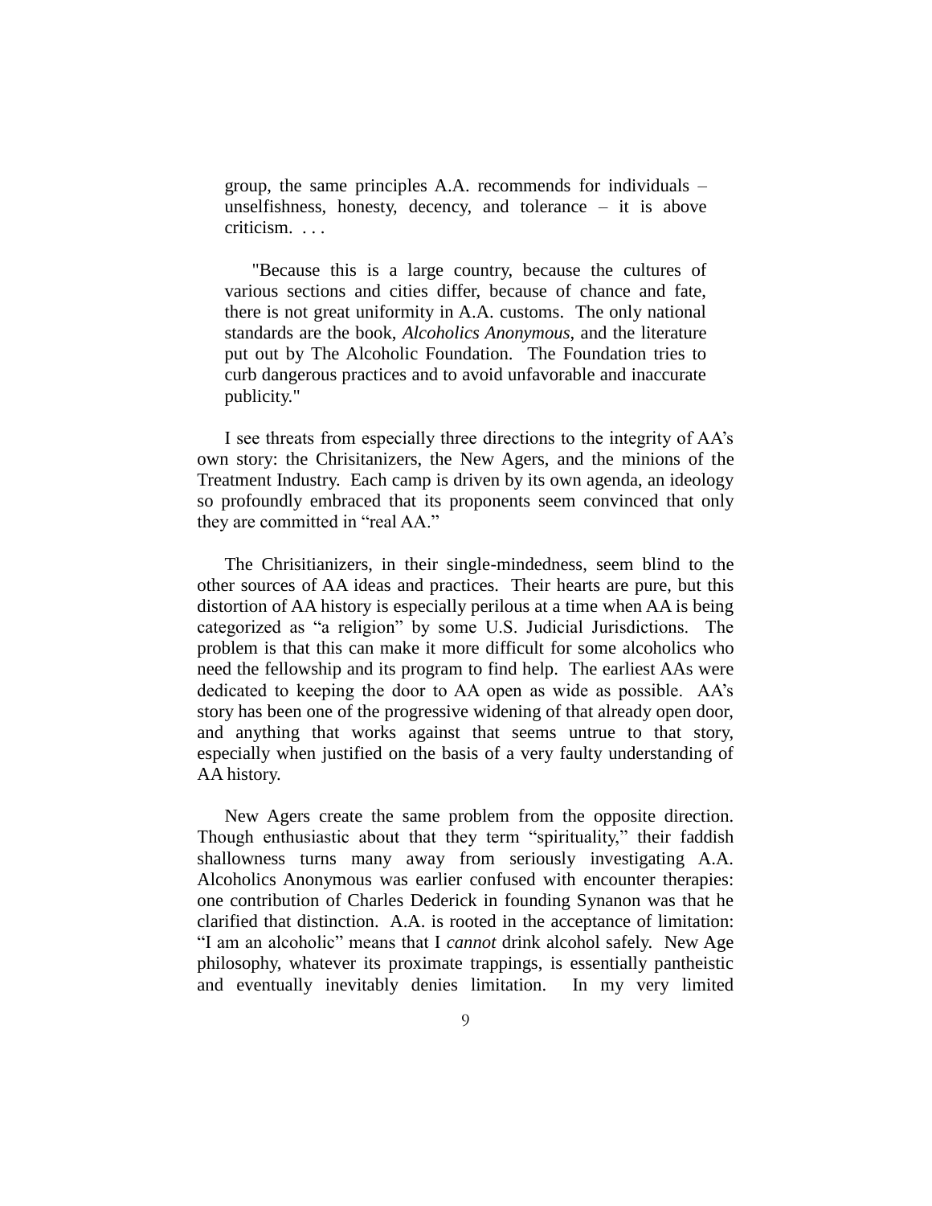> group, the same principles A.A. recommends for individuals – unselfishness, honesty, decency, and tolerance – it is above criticism. . . .
>
> "Because this is a large country, because the cultures of various sections and cities differ, because of chance and fate, there is not great uniformity in A.A. customs. The only national standards are the book, *Alcoholics Anonymous*, and the literature put out by The Alcoholic Foundation. The Foundation tries to curb dangerous practices and to avoid unfavorable and inaccurate publicity."

I see threats from especially three directions to the integrity of AA's own story: the Chrisitanizers, the New Agers, and the minions of the Treatment Industry. Each camp is driven by its own agenda, an ideology so profoundly embraced that its proponents seem convinced that only they are committed in "real AA."

The Chrisitianizers, in their single-mindedness, seem blind to the other sources of AA ideas and practices. Their hearts are pure, but this distortion of AA history is especially perilous at a time when AA is being categorized as "a religion" by some U.S. Judicial Jurisdictions. The problem is that this can make it more difficult for some alcoholics who need the fellowship and its program to find help. The earliest AAs were dedicated to keeping the door to AA open as wide as possible. AA's story has been one of the progressive widening of that already open door, and anything that works against that seems untrue to that story, especially when justified on the basis of a very faulty understanding of AA history.

New Agers create the same problem from the opposite direction. Though enthusiastic about that they term "spirituality," their faddish shallowness turns many away from seriously investigating A.A. Alcoholics Anonymous was earlier confused with encounter therapies: one contribution of Charles Dederick in founding Synanon was that he clarified that distinction. A.A. is rooted in the acceptance of limitation: "I am an alcoholic" means that I *cannot* drink alcohol safely. New Age philosophy, whatever its proximate trappings, is essentially pantheistic and eventually inevitably denies limitation. In my very limited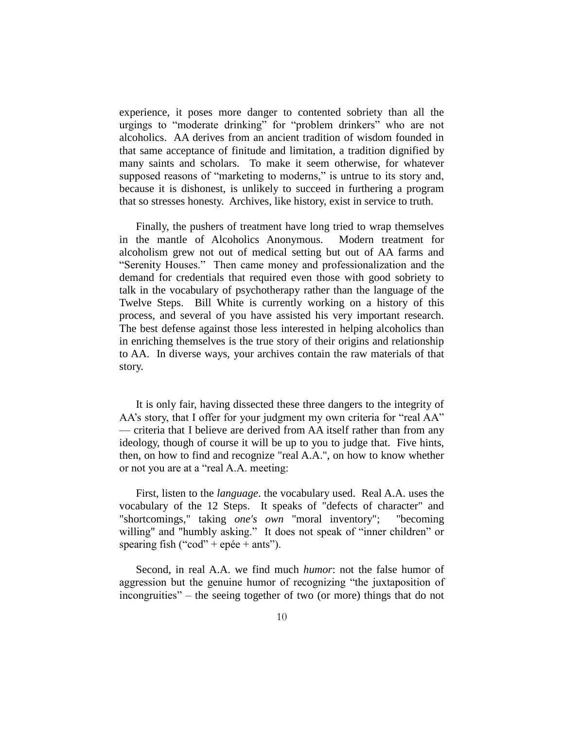experience, it poses more danger to contented sobriety than all the urgings to "moderate drinking" for "problem drinkers" who are not alcoholics. AA derives from an ancient tradition of wisdom founded in that same acceptance of finitude and limitation, a tradition dignified by many saints and scholars. To make it seem otherwise, for whatever supposed reasons of "marketing to moderns," is untrue to its story and, because it is dishonest, is unlikely to succeed in furthering a program that so stresses honesty. Archives, like history, exist in service to truth.

Finally, the pushers of treatment have long tried to wrap themselves in the mantle of Alcoholics Anonymous. Modern treatment for alcoholism grew not out of medical setting but out of AA farms and "Serenity Houses." Then came money and professionalization and the demand for credentials that required even those with good sobriety to talk in the vocabulary of psychotherapy rather than the language of the Twelve Steps. Bill White is currently working on a history of this process, and several of you have assisted his very important research. The best defense against those less interested in helping alcoholics than in enriching themselves is the true story of their origins and relationship to AA. In diverse ways, your archives contain the raw materials of that story.

It is only fair, having dissected these three dangers to the integrity of AA's story, that I offer for your judgment my own criteria for "real AA" — criteria that I believe are derived from AA itself rather than from any ideology, though of course it will be up to you to judge that. Five hints, then, on how to find and recognize "real A.A.", on how to know whether or not you are at a "real A.A. meeting:

First, listen to the *language*. the vocabulary used. Real A.A. uses the vocabulary of the 12 Steps. It speaks of "defects of character" and "shortcomings," taking *one's own* "moral inventory"; "becoming willing" and "humbly asking." It does not speak of "inner children" or spearing fish ("cod" + epée + ants").

Second, in real A.A. we find much *humor*: not the false humor of aggression but the genuine humor of recognizing "the juxtaposition of incongruities" – the seeing together of two (or more) things that do not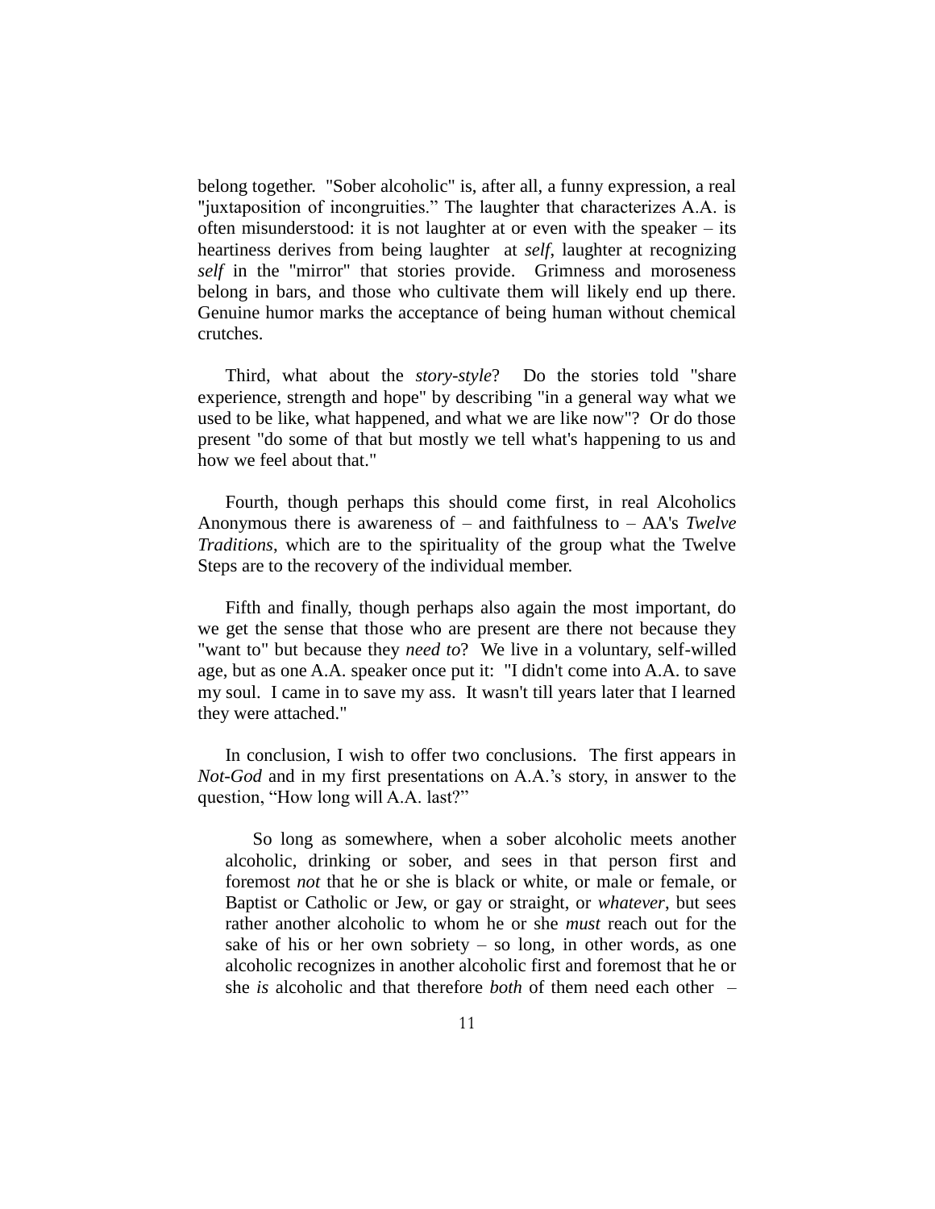belong together. "Sober alcoholic" is, after all, a funny expression, a real "juxtaposition of incongruities." The laughter that characterizes A.A. is often misunderstood: it is not laughter at or even with the speaker – its heartiness derives from being laughter at *self*, laughter at recognizing *self* in the "mirror" that stories provide. Grimness and moroseness belong in bars, and those who cultivate them will likely end up there. Genuine humor marks the acceptance of being human without chemical crutches.

Third, what about the *story-style*? Do the stories told "share experience, strength and hope" by describing "in a general way what we used to be like, what happened, and what we are like now"? Or do those present "do some of that but mostly we tell what's happening to us and how we feel about that."

Fourth, though perhaps this should come first, in real Alcoholics Anonymous there is awareness of – and faithfulness to – AA's *Twelve Traditions*, which are to the spirituality of the group what the Twelve Steps are to the recovery of the individual member.

Fifth and finally, though perhaps also again the most important, do we get the sense that those who are present are there not because they "want to" but because they *need to*? We live in a voluntary, self-willed age, but as one A.A. speaker once put it: "I didn't come into A.A. to save my soul. I came in to save my ass. It wasn't till years later that I learned they were attached."

In conclusion, I wish to offer two conclusions. The first appears in *Not-God* and in my first presentations on A.A.'s story, in answer to the question, "How long will A.A. last?"

> So long as somewhere, when a sober alcoholic meets another alcoholic, drinking or sober, and sees in that person first and foremost *not* that he or she is black or white, or male or female, or Baptist or Catholic or Jew, or gay or straight, or *whatever*, but sees rather another alcoholic to whom he or she *must* reach out for the sake of his or her own sobriety – so long, in other words, as one alcoholic recognizes in another alcoholic first and foremost that he or she *is* alcoholic and that therefore *both* of them need each other –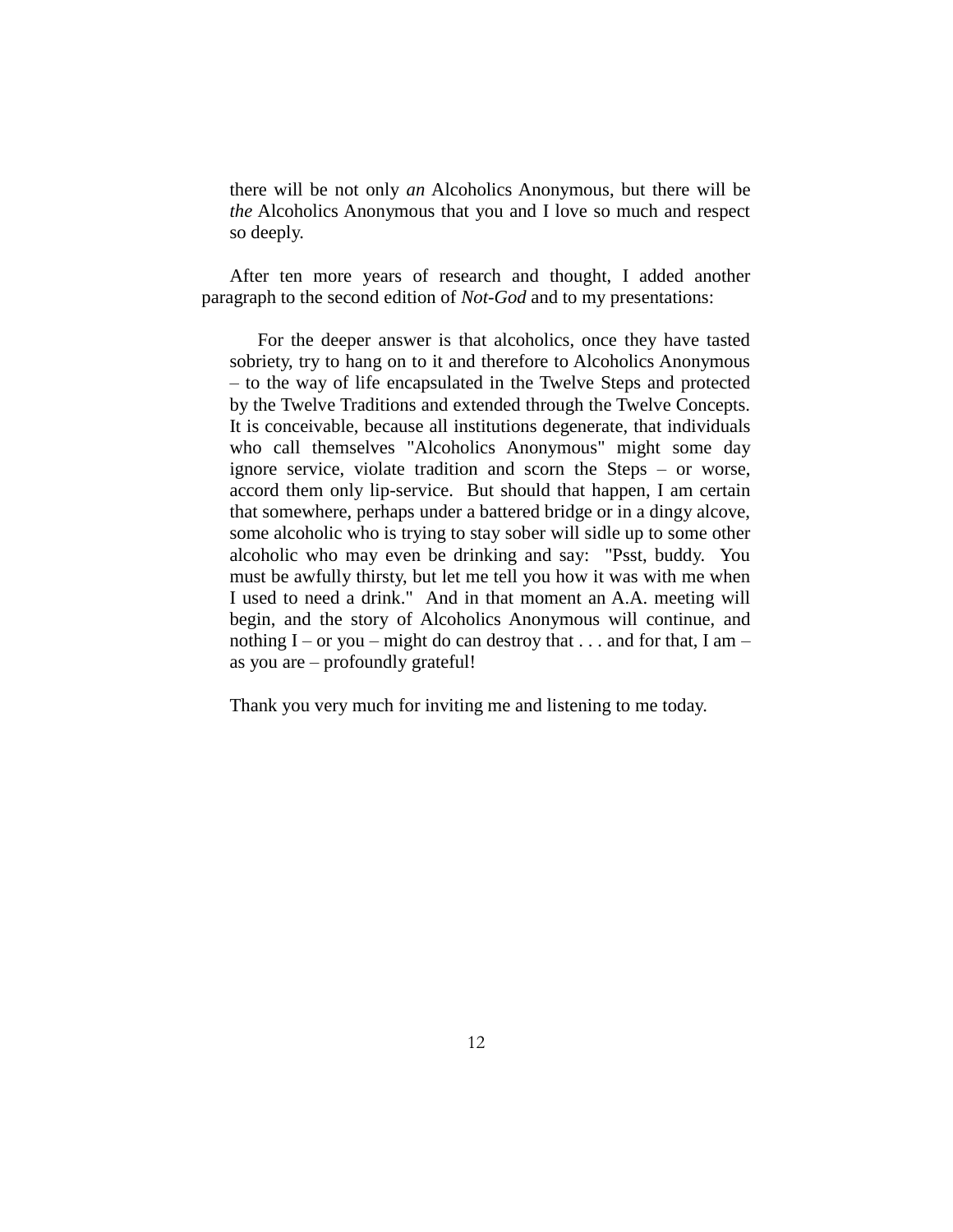> there will be not only *an* Alcoholics Anonymous, but there will be *the* Alcoholics Anonymous that you and I love so much and respect so deeply.

After ten more years of research and thought, I added another paragraph to the second edition of *Not-God* and to my presentations:

> For the deeper answer is that alcoholics, once they have tasted sobriety, try to hang on to it and therefore to Alcoholics Anonymous – to the way of life encapsulated in the Twelve Steps and protected by the Twelve Traditions and extended through the Twelve Concepts. It is conceivable, because all institutions degenerate, that individuals who call themselves "Alcoholics Anonymous" might some day ignore service, violate tradition and scorn the Steps – or worse, accord them only lip-service. But should that happen, I am certain that somewhere, perhaps under a battered bridge or in a dingy alcove, some alcoholic who is trying to stay sober will sidle up to some other alcoholic who may even be drinking and say: "Psst, buddy. You must be awfully thirsty, but let me tell you how it was with me when I used to need a drink." And in that moment an A.A. meeting will begin, and the story of Alcoholics Anonymous will continue, and nothing I – or you – might do can destroy that . . . and for that, I am – as you are – profoundly grateful!

Thank you very much for inviting me and listening to me today.